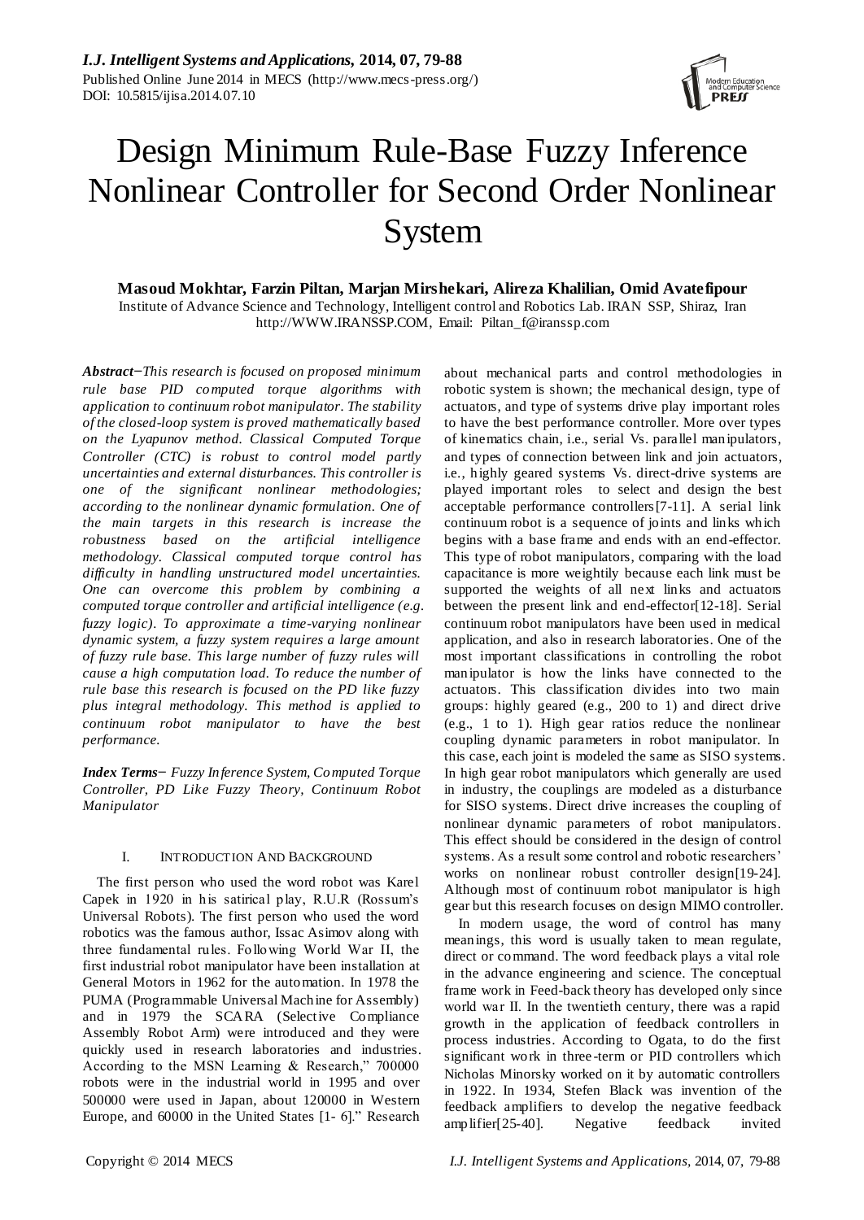# Design Minimum Rule-Base Fuzzy Inference Nonlinear Controller for Second Order Nonlinear System

**Masoud Mokhtar, Farzin Piltan, Marjan Mirshekari, Alireza Khalilian, Omid Avatefipour**

Institute of Advance Science and Technology, Intelligent control and Robotics Lab. IRAN SSP, Shiraz, Iran
http://WWW.IRANSSP.COM, Email: Piltan_f@iranssp.com

***Abstract*−*This research is focused on proposed minimum rule base PID computed torque algorithms with application to continuum robot manipulator. The stability of the closed-loop system is proved mathematically based on the Lyapunov method. Classical Computed Torque Controller (CTC) is robust to control model partly uncertainties and external disturbances. This controller is one of the significant nonlinear methodologies; according to the nonlinear dynamic formulation. One of the main targets in this research is increase the robustness based on the artificial intelligence methodology. Classical computed torque control has difficulty in handling unstructured model uncertainties. One can overcome this problem by combining a computed torque controller and artificial intelligence (e.g. fuzzy logic). To approximate a time-varying nonlinear dynamic system, a fuzzy system requires a large amount of fuzzy rule base. This large number of fuzzy rules will cause a high computation load. To reduce the number of rule base this research is focused on the PD like fuzzy plus integral methodology. This method is applied to continuum robot manipulator to have the best performance.*

***Index Terms*−** *Fuzzy Inference System, Computed Torque Controller, PD Like Fuzzy Theory, Continuum Robot Manipulator*

## I. Introduction And Background

The first person who used the word robot was Karel Capek in 1920 in his satirical play, R.U.R (Rossum's Universal Robots). The first person who used the word robotics was the famous author, Issac Asimov along with three fundamental rules. Following World War II, the first industrial robot manipulator have been installation at General Motors in 1962 for the automation. In 1978 the PUMA (Programmable Universal Machine for Assembly) and in 1979 the SCARA (Selective Compliance Assembly Robot Arm) were introduced and they were quickly used in research laboratories and industries. According to the MSN Learning & Research," 700000 robots were in the industrial world in 1995 and over 500000 were used in Japan, about 120000 in Western Europe, and 60000 in the United States [1- 6]." Research about mechanical parts and control methodologies in robotic system is shown; the mechanical design, type of actuators, and type of systems drive play important roles to have the best performance controller. More over types of kinematics chain, i.e., serial Vs. parallel manipulators, and types of connection between link and join actuators, i.e., highly geared systems Vs. direct-drive systems are played important roles to select and design the best acceptable performance controllers[7-11]. A serial link continuum robot is a sequence of joints and links which begins with a base frame and ends with an end-effector. This type of robot manipulators, comparing with the load capacitance is more weightily because each link must be supported the weights of all next links and actuators between the present link and end-effector[12-18]. Serial continuum robot manipulators have been used in medical application, and also in research laboratories. One of the most important classifications in controlling the robot manipulator is how the links have connected to the actuators. This classification divides into two main groups: highly geared (e.g., 200 to 1) and direct drive (e.g., 1 to 1). High gear ratios reduce the nonlinear coupling dynamic parameters in robot manipulator. In this case, each joint is modeled the same as SISO systems. In high gear robot manipulators which generally are used in industry, the couplings are modeled as a disturbance for SISO systems. Direct drive increases the coupling of nonlinear dynamic parameters of robot manipulators. This effect should be considered in the design of control systems. As a result some control and robotic researchers' works on nonlinear robust controller design[19-24]. Although most of continuum robot manipulator is high gear but this research focuses on design MIMO controller.

In modern usage, the word of control has many meanings, this word is usually taken to mean regulate, direct or command. The word feedback plays a vital role in the advance engineering and science. The conceptual frame work in Feed-back theory has developed only since world war II. In the twentieth century, there was a rapid growth in the application of feedback controllers in process industries. According to Ogata, to do the first significant work in three-term or PID controllers which Nicholas Minorsky worked on it by automatic controllers in 1922. In 1934, Stefen Black was invention of the feedback amplifiers to develop the negative feedback amplifier[25-40]. Negative feedback invited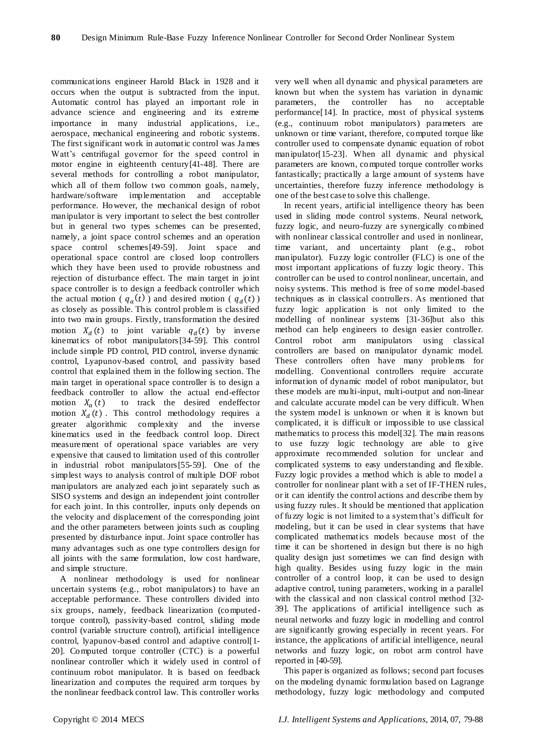communications engineer Harold Black in 1928 and it occurs when the output is subtracted from the input. Automatic control has played an important role in advance science and engineering and its extreme importance in many industrial applications, i.e., aerospace, mechanical engineering and robotic systems. The first significant work in automatic control was James Watt's centrifugal governor for the speed control in motor engine in eighteenth century[41-48]. There are several methods for controlling a robot manipulator, which all of them follow two common goals, namely, hardware/software implementation and acceptable performance. However, the mechanical design of robot manipulator is very important to select the best controller but in general two types schemes can be presented, namely, a joint space control schemes and an operation space control schemes[49-59]. Joint space and operational space control are closed loop controllers which they have been used to provide robustness and rejection of disturbance effect. The main target in joint space controller is to design a feedback controller which the actual motion ( $q_a(t)$ ) and desired motion ( $q_d(t)$ ) as closely as possible. This control problem is classified into two main groups. Firstly, transformation the desired motion $X_d(t)$ to joint variable $q_d(t)$ by inverse kinematics of robot manipulators[34-59]. This control include simple PD control, PID control, inverse dynamic control, Lyapunov-based control, and passivity based control that explained them in the following section. The main target in operational space controller is to design a feedback controller to allow the actual end-effector motion $X_a(t)$ to track the desired endeffector motion $X_d(t)$ . This control methodology requires a greater algorithmic complexity and the inverse kinematics used in the feedback control loop. Direct measurement of operational space variables are very expensive that caused to limitation used of this controller in industrial robot manipulators[55-59]. One of the simplest ways to analysis control of multiple DOF robot manipulators are analyzed each joint separately such as SISO systems and design an independent joint controller for each joint. In this controller, inputs only depends on the velocity and displacement of the corresponding joint and the other parameters between joints such as coupling presented by disturbance input. Joint space controller has many advantages such as one type controllers design for all joints with the same formulation, low cost hardware, and simple structure.

A nonlinear methodology is used for nonlinear uncertain systems (e.g., robot manipulators) to have an acceptable performance. These controllers divided into six groups, namely, feedback linearization (computed-torque control), passivity-based control, sliding mode control (variable structure control), artificial intelligence control, lyapunov-based control and adaptive control[1-20]. Computed torque controller (CTC) is a powerful nonlinear controller which it widely used in control of continuum robot manipulator. It is based on feedback linearization and computes the required arm torques by the nonlinear feedback control law. This controller works very well when all dynamic and physical parameters are known but when the system has variation in dynamic parameters, the controller has no acceptable performance[14]. In practice, most of physical systems (e.g., continuum robot manipulators) parameters are unknown or time variant, therefore, computed torque like controller used to compensate dynamic equation of robot manipulator[15-23]. When all dynamic and physical parameters are known, computed torque controller works fantastically; practically a large amount of systems have uncertainties, therefore fuzzy inference methodology is one of the best case to solve this challenge.

In recent years, artificial intelligence theory has been used in sliding mode control systems. Neural network, fuzzy logic, and neuro-fuzzy are synergically combined with nonlinear classical controller and used in nonlinear, time variant, and uncertainty plant (e.g., robot manipulator). Fuzzy logic controller (FLC) is one of the most important applications of fuzzy logic theory. This controller can be used to control nonlinear, uncertain, and noisy systems. This method is free of some model-based techniques as in classical controllers. As mentioned that fuzzy logic application is not only limited to the modelling of nonlinear systems [31-36]but also this method can help engineers to design easier controller. Control robot arm manipulators using classical controllers are based on manipulator dynamic model. These controllers often have many problems for modelling. Conventional controllers require accurate information of dynamic model of robot manipulator, but these models are multi-input, multi-output and non-linear and calculate accurate model can be very difficult. When the system model is unknown or when it is known but complicated, it is difficult or impossible to use classical mathematics to process this model[32]. The main reasons to use fuzzy logic technology are able to give approximate recommended solution for unclear and complicated systems to easy understanding and flexible. Fuzzy logic provides a method which is able to model a controller for nonlinear plant with a set of IF-THEN rules, or it can identify the control actions and describe them by using fuzzy rules. It should be mentioned that application of fuzzy logic is not limited to a system that's difficult for modeling, but it can be used in clear systems that have complicated mathematics models because most of the time it can be shortened in design but there is no high quality design just sometimes we can find design with high quality. Besides using fuzzy logic in the main controller of a control loop, it can be used to design adaptive control, tuning parameters, working in a parallel with the classical and non classical control method [32-39]. The applications of artificial intelligence such as neural networks and fuzzy logic in modelling and control are significantly growing especially in recent years. For instance, the applications of artificial intelligence, neural networks and fuzzy logic, on robot arm control have reported in [40-59].

This paper is organized as follows; second part focuses on the modeling dynamic formulation based on Lagrange methodology, fuzzy logic methodology and computed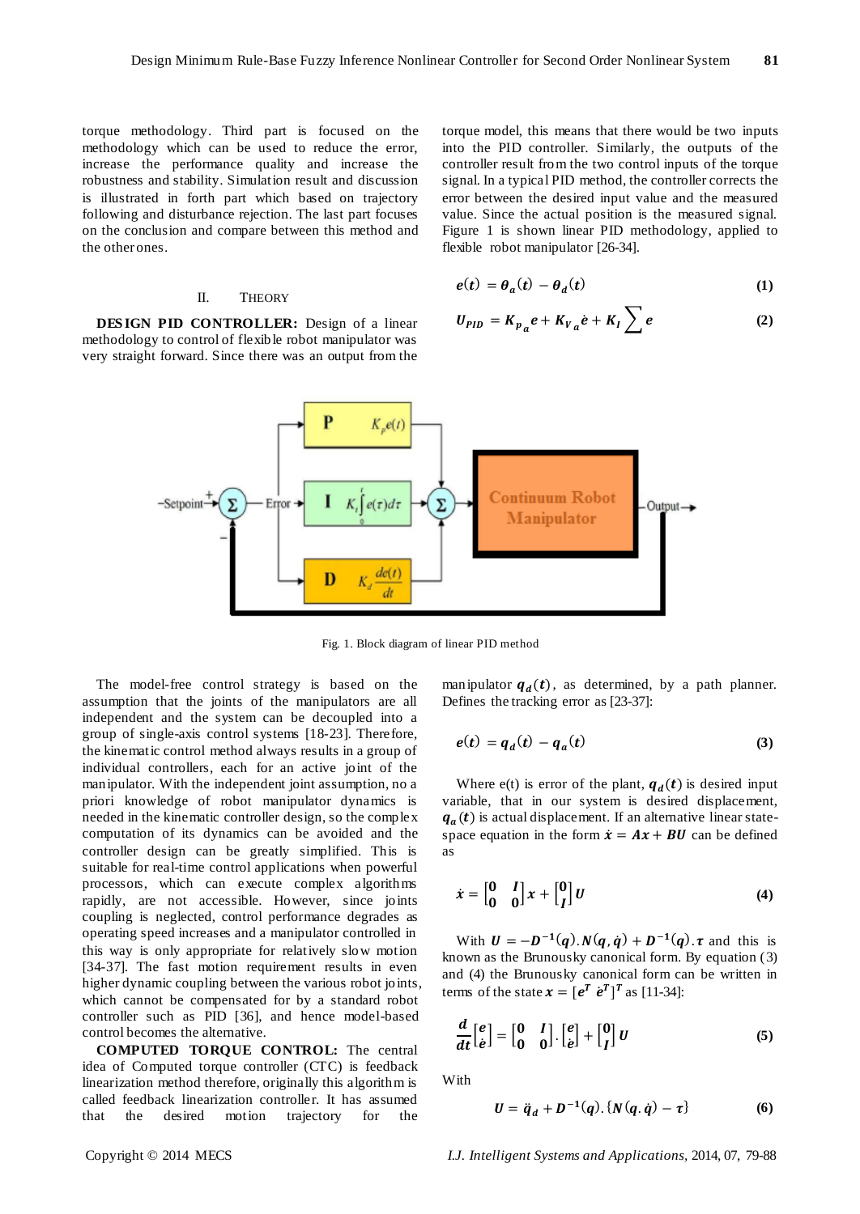torque methodology. Third part is focused on the methodology which can be used to reduce the error, increase the performance quality and increase the robustness and stability. Simulation result and discussion is illustrated in forth part which based on trajectory following and disturbance rejection. The last part focuses on the conclusion and compare between this method and the other ones.

## II. Theory

**DESIGN PID CONTROLLER:** Design of a linear methodology to control of flexible robot manipulator was very straight forward. Since there was an output from the torque model, this means that there would be two inputs into the PID controller. Similarly, the outputs of the controller result from the two control inputs of the torque signal. In a typical PID method, the controller corrects the error between the desired input value and the measured value. Since the actual position is the measured signal. Figure 1 is shown linear PID methodology, applied to flexible robot manipulator [26-34].

$$e(t) = \theta_a(t) - \theta_d(t) \tag{1}$$

$$U_{PID} = K_{p_a} e + K_{V_a} \dot{e} + K_I \sum e \tag{2}$$

Fig. 1. Block diagram of linear PID method

The model-free control strategy is based on the assumption that the joints of the manipulators are all independent and the system can be decoupled into a group of single-axis control systems [18-23]. Therefore, the kinematic control method always results in a group of individual controllers, each for an active joint of the manipulator. With the independent joint assumption, no a priori knowledge of robot manipulator dynamics is needed in the kinematic controller design, so the complex computation of its dynamics can be avoided and the controller design can be greatly simplified. This is suitable for real-time control applications when powerful processors, which can execute complex algorithms rapidly, are not accessible. However, since joints coupling is neglected, control performance degrades as operating speed increases and a manipulator controlled in this way is only appropriate for relatively slow motion [34-37]. The fast motion requirement results in even higher dynamic coupling between the various robot joints, which cannot be compensated for by a standard robot controller such as PID [36], and hence model-based control becomes the alternative.

**COMPUTED TORQUE CONTROL:** The central idea of Computed torque controller (CTC) is feedback linearization method therefore, originally this algorithm is called feedback linearization controller. It has assumed that the desired motion trajectory for the manipulator $q_d(t)$, as determined, by a path planner. Defines the tracking error as [23-37]:

$$e(t) = q_d(t) - q_a(t) \tag{3}$$

Where e(t) is error of the plant, $q_d(t)$ is desired input variable, that in our system is desired displacement, $q_a(t)$ is actual displacement. If an alternative linear state-space equation in the form $\dot{x} = Ax + BU$ can be defined as

$$\dot{x} = \begin{bmatrix} 0 & I \\ 0 & 0 \end{bmatrix} x + \begin{bmatrix} 0 \\ I \end{bmatrix} U \tag{4}$$

With $U = -D^{-1}(q).N(q,\dot{q}) + D^{-1}(q).\tau$ and this is known as the Brunousky canonical form. By equation (3) and (4) the Brunousky canonical form can be written in terms of the state $x = [e^T \ \dot{e}^T]^T$ as [11-34]:

$$\frac{d}{dt}\begin{bmatrix} e \\ \dot{e} \end{bmatrix} = \begin{bmatrix} 0 & I \\ 0 & 0 \end{bmatrix} . \begin{bmatrix} e \\ \dot{e} \end{bmatrix} + \begin{bmatrix} 0 \\ I \end{bmatrix} U \tag{5}$$

With

$$U = \ddot{q}_d + D^{-1}(q).\{N(q.\dot{q}) - \tau\} \tag{6}$$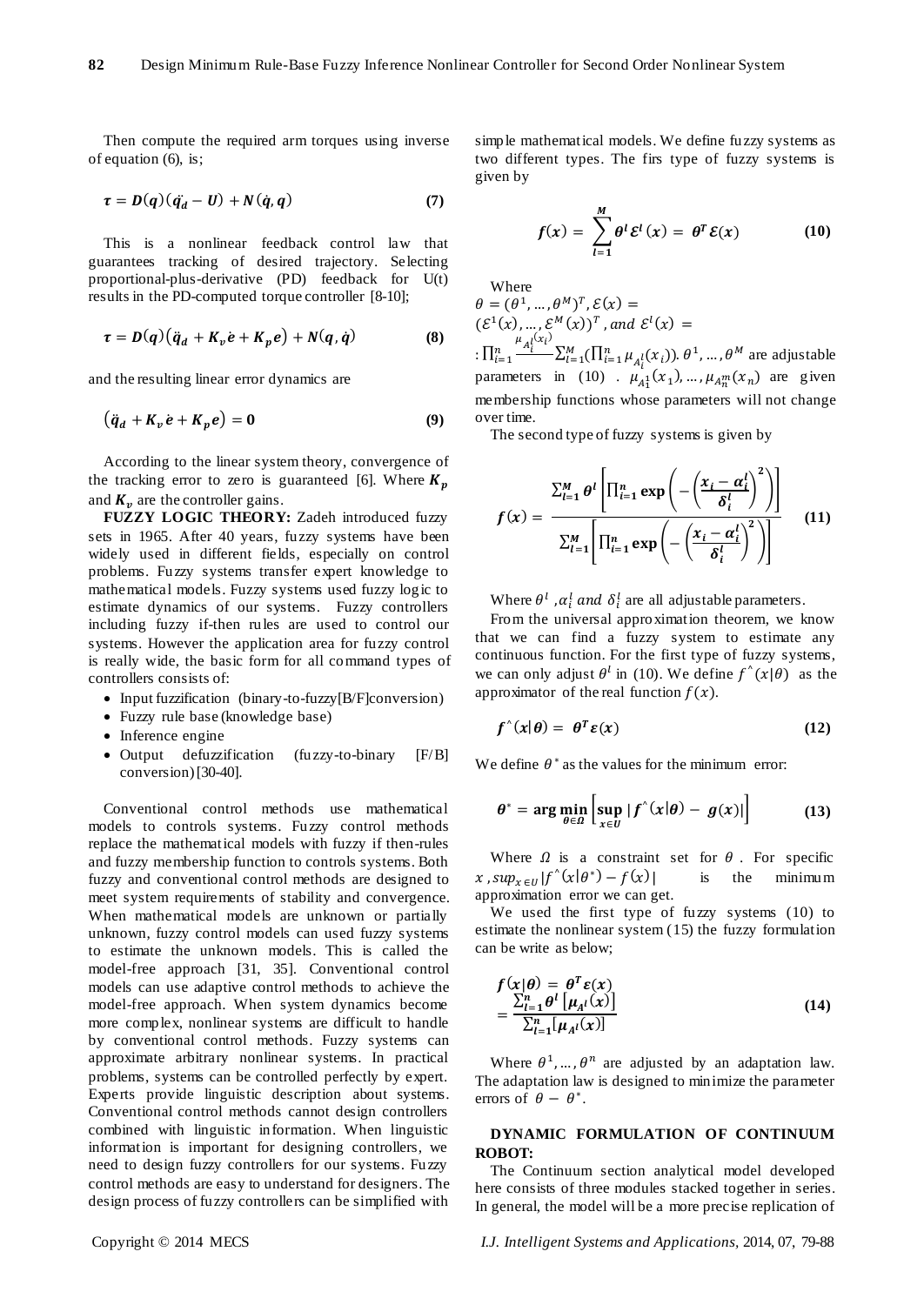Then compute the required arm torques using inverse of equation (6), is;

$$\boldsymbol{\tau} = \boldsymbol{D}(\boldsymbol{q})(\ddot{\boldsymbol{q}}_d - \boldsymbol{U}) + \boldsymbol{N}(\dot{\boldsymbol{q}}, \boldsymbol{q}) \quad (7)$$

This is a nonlinear feedback control law that guarantees tracking of desired trajectory. Selecting proportional-plus-derivative (PD) feedback for U(t) results in the PD-computed torque controller [8-10];

$$\boldsymbol{\tau} = \boldsymbol{D}(\boldsymbol{q})\left(\ddot{\boldsymbol{q}}_d + \boldsymbol{K}_v\dot{\boldsymbol{e}} + \boldsymbol{K}_p\boldsymbol{e}\right) + \boldsymbol{N}(\boldsymbol{q}, \dot{\boldsymbol{q}}) \quad (8)$$

and the resulting linear error dynamics are

$$\left(\ddot{\boldsymbol{q}}_d + \boldsymbol{K}_v\dot{\boldsymbol{e}} + \boldsymbol{K}_p\boldsymbol{e}\right) = \boldsymbol{0} \quad (9)$$

According to the linear system theory, convergence of the tracking error to zero is guaranteed [6]. Where $\boldsymbol{K}_p$ and $\boldsymbol{K}_v$ are the controller gains.

**FUZZY LOGIC THEORY:** Zadeh introduced fuzzy sets in 1965. After 40 years, fuzzy systems have been widely used in different fields, especially on control problems. Fuzzy systems transfer expert knowledge to mathematical models. Fuzzy systems used fuzzy logic to estimate dynamics of our systems. Fuzzy controllers including fuzzy if-then rules are used to control our systems. However the application area for fuzzy control is really wide, the basic form for all command types of controllers consists of:

- Input fuzzification (binary-to-fuzzy[B/F]conversion)
- Fuzzy rule base (knowledge base)
- Inference engine
- Output defuzzification (fuzzy-to-binary [F/B] conversion) [30-40].

Conventional control methods use mathematical models to controls systems. Fuzzy control methods replace the mathematical models with fuzzy if then-rules and fuzzy membership function to controls systems. Both fuzzy and conventional control methods are designed to meet system requirements of stability and convergence. When mathematical models are unknown or partially unknown, fuzzy control models can used fuzzy systems to estimate the unknown models. This is called the model-free approach [31, 35]. Conventional control models can use adaptive control methods to achieve the model-free approach. When system dynamics become more complex, nonlinear systems are difficult to handle by conventional control methods. Fuzzy systems can approximate arbitrary nonlinear systems. In practical problems, systems can be controlled perfectly by expert. Experts provide linguistic description about systems. Conventional control methods cannot design controllers combined with linguistic information. When linguistic information is important for designing controllers, we need to design fuzzy controllers for our systems. Fuzzy control methods are easy to understand for designers. The design process of fuzzy controllers can be simplified with simple mathematical models. We define fuzzy systems as two different types. The firs type of fuzzy systems is given by

$$\boldsymbol{f}(\boldsymbol{x}) = \sum_{l=1}^{M} \boldsymbol{\theta}^l \boldsymbol{\mathcal{E}}^l(\boldsymbol{x}) = \boldsymbol{\theta}^T \boldsymbol{\mathcal{E}}(\boldsymbol{x}) \quad (10)$$

Where
$\theta = (\theta^1, \dots, \theta^M)^T, \mathcal{E}(x) = (\mathcal{E}^1(x), \dots, \mathcal{E}^M(x))^T$, and $\mathcal{E}^l(x) = : \prod_{i=1}^{n} \frac{\mu_{A_i^l}(x_i)}{\sum_{l=1}^{M}(\prod_{i=1}^{n}\mu_{A_i^l}(x_i))}$. $\theta^1, \dots, \theta^M$ are adjustable parameters in (10) . $\mu_{A_1^1}(x_1), \dots, \mu_{A_n^m}(x_n)$ are given membership functions whose parameters will not change over time.

The second type of fuzzy systems is given by

$$\boldsymbol{f}(\boldsymbol{x}) = \frac{\sum_{l=1}^{M} \boldsymbol{\theta}^l \left[\prod_{i=1}^{n} \exp\left(-\left(\frac{\boldsymbol{x}_i - \boldsymbol{\alpha}_i^l}{\boldsymbol{\delta}_i^l}\right)^2\right)\right]}{\sum_{l=1}^{M}\left[\prod_{i=1}^{n} \exp\left(-\left(\frac{\boldsymbol{x}_i - \boldsymbol{\alpha}_i^l}{\boldsymbol{\delta}_i^l}\right)^2\right)\right]} \quad (11)$$

Where $\theta^l$ ,$\alpha_i^l$ and $\delta_i^l$ are all adjustable parameters.

From the universal approximation theorem, we know that we can find a fuzzy system to estimate any continuous function. For the first type of fuzzy systems, we can only adjust $\theta^l$ in (10). We define $f^{\wedge}(x|\theta)$ as the approximator of the real function $f(x)$.

$$\boldsymbol{f}^{\wedge}(\boldsymbol{x}|\boldsymbol{\theta}) = \boldsymbol{\theta}^T \boldsymbol{\varepsilon}(\boldsymbol{x}) \quad (12)$$

We define $\theta^*$ as the values for the minimum error:

$$\boldsymbol{\theta}^* = \arg\min_{\boldsymbol{\theta}\in\boldsymbol{\Omega}}\left[\sup_{\boldsymbol{x}\in\boldsymbol{U}} |\boldsymbol{f}^{\wedge}(\boldsymbol{x}|\boldsymbol{\theta}) - \boldsymbol{g}(\boldsymbol{x})|\right] \quad (13)$$

Where $\Omega$ is a constraint set for $\theta$ . For specific $x$ , $sup_{x\in U}|f^{\wedge}(x|\theta^*) - f(x)|$ is the minimum approximation error we can get.

We used the first type of fuzzy systems (10) to estimate the nonlinear system (15) the fuzzy formulation can be write as below;

$$\boldsymbol{f}(\boldsymbol{x}|\boldsymbol{\theta}) = \boldsymbol{\theta}^T \boldsymbol{\varepsilon}(\boldsymbol{x}) = \frac{\sum_{l=1}^{n} \boldsymbol{\theta}^l \left[\boldsymbol{\mu}_{A^l}(\boldsymbol{x})\right]}{\sum_{l=1}^{n}\left[\boldsymbol{\mu}_{A^l}(\boldsymbol{x})\right]} \quad (14)$$

Where $\theta^1, \dots, \theta^n$ are adjusted by an adaptation law. The adaptation law is designed to minimize the parameter errors of $\theta - \theta^*$.

**DYNAMIC FORMULATION OF CONTINUUM ROBOT:**

The Continuum section analytical model developed here consists of three modules stacked together in series. In general, the model will be a more precise replication of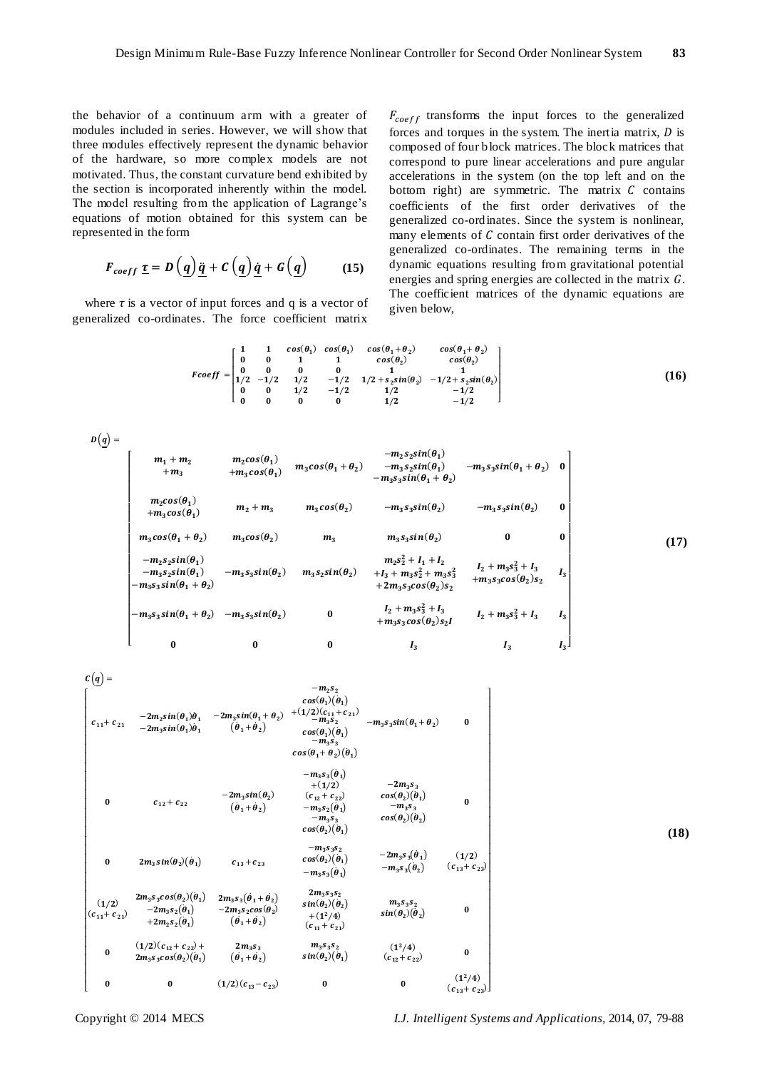the behavior of a continuum arm with a greater of modules included in series. However, we will show that three modules effectively represent the dynamic behavior of the hardware, so more complex models are not motivated. Thus, the constant curvature bend exhibited by the section is incorporated inherently within the model. The model resulting from the application of Lagrange's equations of motion obtained for this system can be represented in the form

$$\boldsymbol{F_{coeff}}\ \underline{\boldsymbol{\tau}} = \boldsymbol{D}\left(\underline{\boldsymbol{q}}\right)\underline{\ddot{\boldsymbol{q}}} + \boldsymbol{C}\left(\underline{\boldsymbol{q}}\right)\underline{\dot{\boldsymbol{q}}} + \boldsymbol{G}\left(\underline{\boldsymbol{q}}\right) \tag{15}$$

where $\tau$ is a vector of input forces and q is a vector of generalized co-ordinates. The force coefficient matrix $F_{coeff}$ transforms the input forces to the generalized forces and torques in the system. The inertia matrix, $D$ is composed of four block matrices. The block matrices that correspond to pure linear accelerations and pure angular accelerations in the system (on the top left and on the bottom right) are symmetric. The matrix $C$ contains coefficients of the first order derivatives of the generalized co-ordinates. Since the system is nonlinear, many elements of $C$ contain first order derivatives of the generalized co-ordinates. The remaining terms in the dynamic equations resulting from gravitational potential energies and spring energies are collected in the matrix $G$. The coefficient matrices of the dynamic equations are given below,

$$Fcoeff = \begin{bmatrix} 1 & 1 & cos(\theta_1) & cos(\theta_1) & cos(\theta_1+\theta_2) & cos(\theta_1+\theta_2) \\ 0 & 0 & 1 & 1 & cos(\theta_2) & cos(\theta_2) \\ 0 & 0 & 0 & 0 & 1 & 1 \\ 1/2 & -1/2 & 1/2 & -1/2 & 1/2+s_2 sin(\theta_2) & -1/2+s_2 sin(\theta_2) \\ 0 & 0 & 1/2 & -1/2 & 1/2 & -1/2 \\ 0 & 0 & 0 & 0 & 1/2 & -1/2 \end{bmatrix} \tag{16}$$

$$D\left(q\right) = \begin{bmatrix} m_1+m_2+m_3 & m_2 cos(\theta_1)+m_3 cos(\theta_1) & m_3 cos(\theta_1+\theta_2) & -m_2 s_2 sin(\theta_1) - m_3 s_2 sin(\theta_1) - m_3 s_3 sin(\theta_1+\theta_2) & -m_3 s_3 sin(\theta_1+\theta_2) & 0 \\ m_2 cos(\theta_1)+m_3 cos(\theta_1) & m_2+m_3 & m_3 cos(\theta_2) & -m_3 s_3 sin(\theta_2) & -m_3 s_3 sin(\theta_2) & 0 \\ m_3 cos(\theta_1+\theta_2) & m_3 cos(\theta_2) & m_3 & m_3 s_3 sin(\theta_2) & 0 & 0 \\ -m_2 s_2 sin(\theta_1) - m_3 s_2 sin(\theta_1) - m_3 s_3 sin(\theta_1+\theta_2) & -m_3 s_3 sin(\theta_2) & m_3 s_2 sin(\theta_2) & m_2 s_2^2 + I_1 + I_2 + I_3 + m_3 s_2^2 + m_3 s_3^2 + 2 m_3 s_3 cos(\theta_2) s_2 & I_2 + m_3 s_3^2 + I_3 + m_3 s_3 cos(\theta_2) s_2 & I_3 \\ -m_3 s_3 sin(\theta_1+\theta_2) & -m_3 s_3 sin(\theta_2) & 0 & I_2 + m_3 s_3^2 + I_3 + m_3 s_3 cos(\theta_2) s_2 I & I_2 + m_3 s_3^2 + I_3 & I_3 \\ 0 & 0 & 0 & I_3 & I_3 & I_3 \end{bmatrix} \tag{17}$$

$$C\left(q\right) = \begin{bmatrix} c_{11}+c_{21} & -2m_2 sin(\theta_1)\dot{\theta}_1 - 2m_3 sin(\theta_1)\dot{\theta}_1 & -2m_3 sin(\theta_1+\theta_2)(\dot{\theta}_1+\dot{\theta}_2) & -m_2 s_2 cos(\theta_1)(\dot{\theta}_1) + (1/2)(c_{11}+c_{21}) - m_3 s_2 cos(\theta_1)(\dot{\theta}_1) - m_3 s_3 cos(\theta_1+\theta_2)(\dot{\theta}_1) & -m_3 s_3 sin(\theta_1+\theta_2) & 0 \\ 0 & c_{12}+c_{22} & -2m_3 sin(\theta_2)(\dot{\theta}_1+\dot{\theta}_2) & -m_3 s_3(\dot{\theta}_1) + (1/2)(c_{12}+c_{22}) - m_3 s_2(\dot{\theta}_1) - m_3 s_3 cos(\theta_2)(\dot{\theta}_1) & -2m_3 s_3 cos(\theta_2)(\dot{\theta}_1) - m_3 s_3 cos(\theta_2)(\dot{\theta}_2) & 0 \\ 0 & 2m_3 sin(\theta_2)(\dot{\theta}_1) & c_{13}+c_{23} & -m_3 s_3 s_2 cos(\theta_2)(\dot{\theta}_1) - m_3 s_3(\dot{\theta}_1) & -2m_3 s_3(\dot{\theta}_1) - m_3 s_3(\dot{\theta}_2) & (1/2)(c_{13}+c_{23}) \\ (1/2)(c_{11}+c_{21}) & 2m_3 s_3 cos(\theta_2)(\dot{\theta}_1) - 2m_3 s_2(\dot{\theta}_1) + 2m_2 s_2(\dot{\theta}_1) & 2m_3 s_3(\dot{\theta}_1+\dot{\theta}_2) - 2m_3 s_2 cos(\theta_2)(\dot{\theta}_1+\dot{\theta}_2) & 2m_3 s_3 s_2 sin(\theta_2)(\dot{\theta}_2) + (1^2/4)(c_{11}+c_{21}) & m_3 s_3 s_2 sin(\theta_2)(\dot{\theta}_2) & 0 \\ 0 & (1/2)(c_{12}+c_{22}) + 2m_3 s_3 cos(\theta_2)(\dot{\theta}_1) & 2m_3 s_3(\dot{\theta}_1+\dot{\theta}_2) & m_3 s_3 s_2 sin(\theta_2)(\dot{\theta}_1) & (1^2/4)(c_{12}+c_{22}) & 0 \\ 0 & 0 & (1/2)(c_{13}-c_{23}) & 0 & 0 & (1^2/4)(c_{13}+c_{23}) \end{bmatrix} \tag{18}$$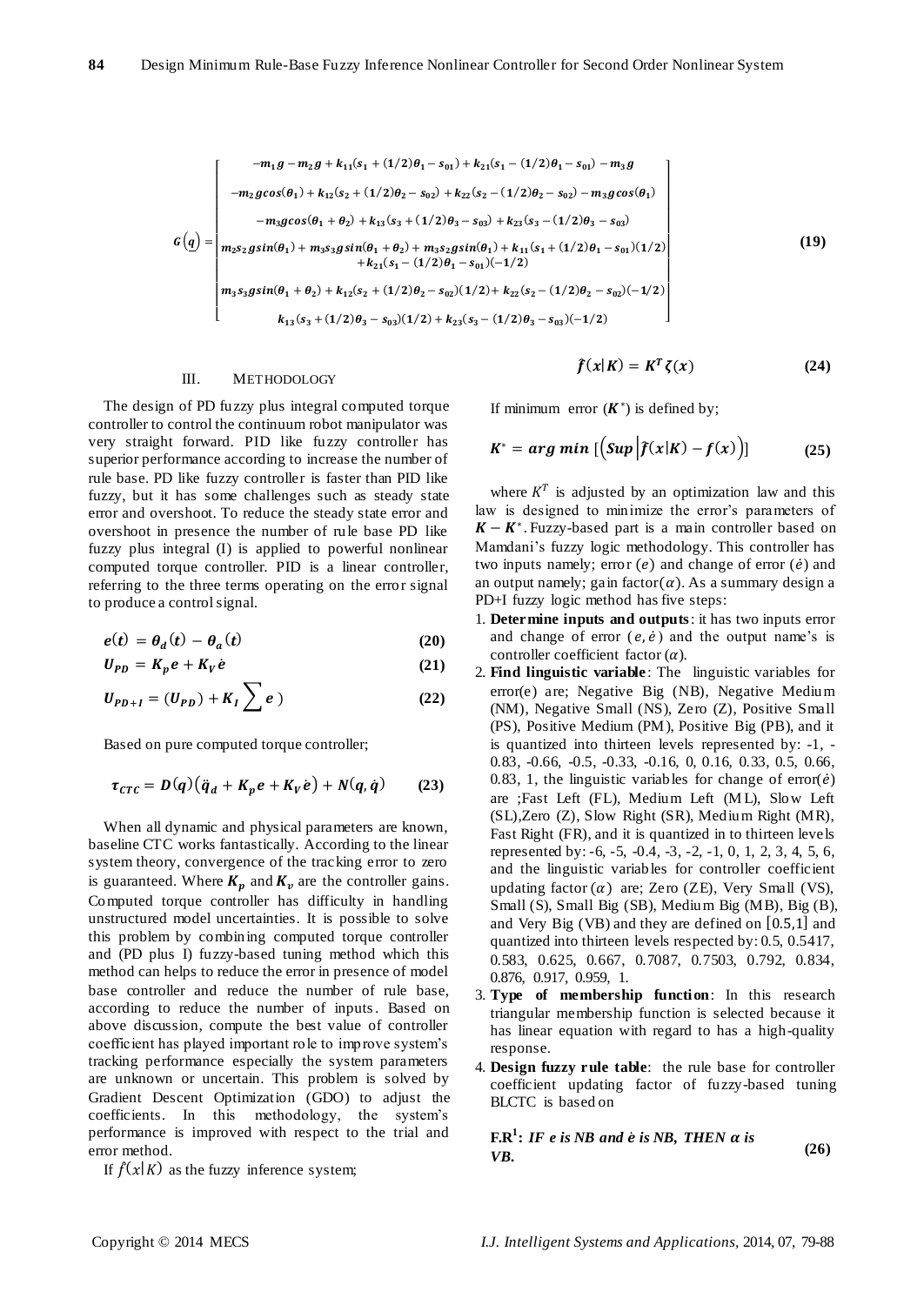$$
G(\underline{q}) = \begin{bmatrix} -m_1 g - m_2 g + k_{11}(s_1 + (1/2)\theta_1 - s_{01}) + k_{21}(s_1 - (1/2)\theta_1 - s_{01}) - m_3 g \\ -m_2 g cos(\theta_1) + k_{12}(s_2 + (1/2)\theta_2 - s_{02}) + k_{22}(s_2 - (1/2)\theta_2 - s_{02}) - m_3 g cos(\theta_1) \\ -m_3 g cos(\theta_1 + \theta_2) + k_{13}(s_3 + (1/2)\theta_3 - s_{03}) + k_{23}(s_3 - (1/2)\theta_3 - s_{03}) \\ m_2 s_2 g sin(\theta_1) + m_3 s_3 g sin(\theta_1 + \theta_2) + m_3 s_2 g sin(\theta_1) + k_{11}(s_1 + (1/2)\theta_1 - s_{01})(1/2) \\ + k_{21}(s_1 - (1/2)\theta_1 - s_{01})(-1/2) \\ m_3 s_3 g sin(\theta_1 + \theta_2) + k_{12}(s_2 + (1/2)\theta_2 - s_{02})(1/2) + k_{22}(s_2 - (1/2)\theta_2 - s_{02})(-1/2) \\ k_{13}(s_3 + (1/2)\theta_3 - s_{03})(1/2) + k_{23}(s_3 - (1/2)\theta_3 - s_{03})(-1/2) \end{bmatrix} \quad (19)
$$

## III. METHODOLOGY

The design of PD fuzzy plus integral computed torque controller to control the continuum robot manipulator was very straight forward. PID like fuzzy controller has superior performance according to increase the number of rule base. PD like fuzzy controller is faster than PID like fuzzy, but it has some challenges such as steady state error and overshoot. To reduce the steady state error and overshoot in presence the number of rule base PD like fuzzy plus integral (I) is applied to powerful nonlinear computed torque controller. PID is a linear controller, referring to the three terms operating on the error signal to produce a control signal.

$$
e(t) = \theta_d(t) - \theta_a(t) \quad (20)
$$

$$
U_{PD} = K_p e + K_V \dot{e} \quad (21)
$$

$$
U_{PD+I} = (U_{PD}) + K_I \sum e) \quad (22)
$$

Based on pure computed torque controller;

$$
\tau_{CTC} = D(q)\left(\ddot{q}_d + K_p e + K_V \dot{e}\right) + N(q, \dot{q}) \quad (23)
$$

When all dynamic and physical parameters are known, baseline CTC works fantastically. According to the linear system theory, convergence of the tracking error to zero is guaranteed. Where $K_p$ and $K_v$ are the controller gains. Computed torque controller has difficulty in handling unstructured model uncertainties. It is possible to solve this problem by combining computed torque controller and (PD plus I) fuzzy-based tuning method which this method can helps to reduce the error in presence of model base controller and reduce the number of rule base, according to reduce the number of inputs. Based on above discussion, compute the best value of controller coefficient has played important role to improve system's tracking performance especially the system parameters are unknown or uncertain. This problem is solved by Gradient Descent Optimization (GDO) to adjust the coefficients. In this methodology, the system's performance is improved with respect to the trial and error method.

If $\hat{f}(x|K)$ as the fuzzy inference system;

$$
\hat{f}(x|K) = K^T \zeta(x) \quad (24)
$$

If minimum error ($K^*$) is defined by;

$$
K^* = arg\ min\ [\left(Sup\left|\hat{f}(x|K) - f(x)\right)\right] \quad (25)
$$

where $K^T$ is adjusted by an optimization law and this law is designed to minimize the error's parameters of $K - K^*$. Fuzzy-based part is a main controller based on Mamdani's fuzzy logic methodology. This controller has two inputs namely; error ($e$) and change of error ($\dot{e}$) and an output namely; gain factor($\alpha$). As a summary design a PD+I fuzzy logic method has five steps:

1. **Determine inputs and outputs**: it has two inputs error and change of error ($e, \dot{e}$) and the output name's is controller coefficient factor ($\alpha$).
2. **Find linguistic variable**: The linguistic variables for error(e) are; Negative Big (NB), Negative Medium (NM), Negative Small (NS), Zero (Z), Positive Small (PS), Positive Medium (PM), Positive Big (PB), and it is quantized into thirteen levels represented by: -1, -0.83, -0.66, -0.5, -0.33, -0.16, 0, 0.16, 0.33, 0.5, 0.66, 0.83, 1, the linguistic variables for change of error($\dot{e}$) are ;Fast Left (FL), Medium Left (ML), Slow Left (SL),Zero (Z), Slow Right (SR), Medium Right (MR), Fast Right (FR), and it is quantized in to thirteen levels represented by: -6, -5, -0.4, -3, -2, -1, 0, 1, 2, 3, 4, 5, 6, and the linguistic variables for controller coefficient updating factor ($\alpha$) are; Zero (ZE), Very Small (VS), Small (S), Small Big (SB), Medium Big (MB), Big (B), and Very Big (VB) and they are defined on $[0.5,1]$ and quantized into thirteen levels respected by: 0.5, 0.5417, 0.583, 0.625, 0.667, 0.7087, 0.7503, 0.792, 0.834, 0.876, 0.917, 0.959, 1.
3. **Type of membership function**: In this research triangular membership function is selected because it has linear equation with regard to has a high-quality response.
4. **Design fuzzy rule table**: the rule base for controller coefficient updating factor of fuzzy-based tuning BLCTC is based on

$$
\textbf{F.R}^1\textbf{:}\ \textit{IF e is NB and } \dot{e} \textit{ is NB, THEN } \alpha \textit{ is VB.} \quad (26)
$$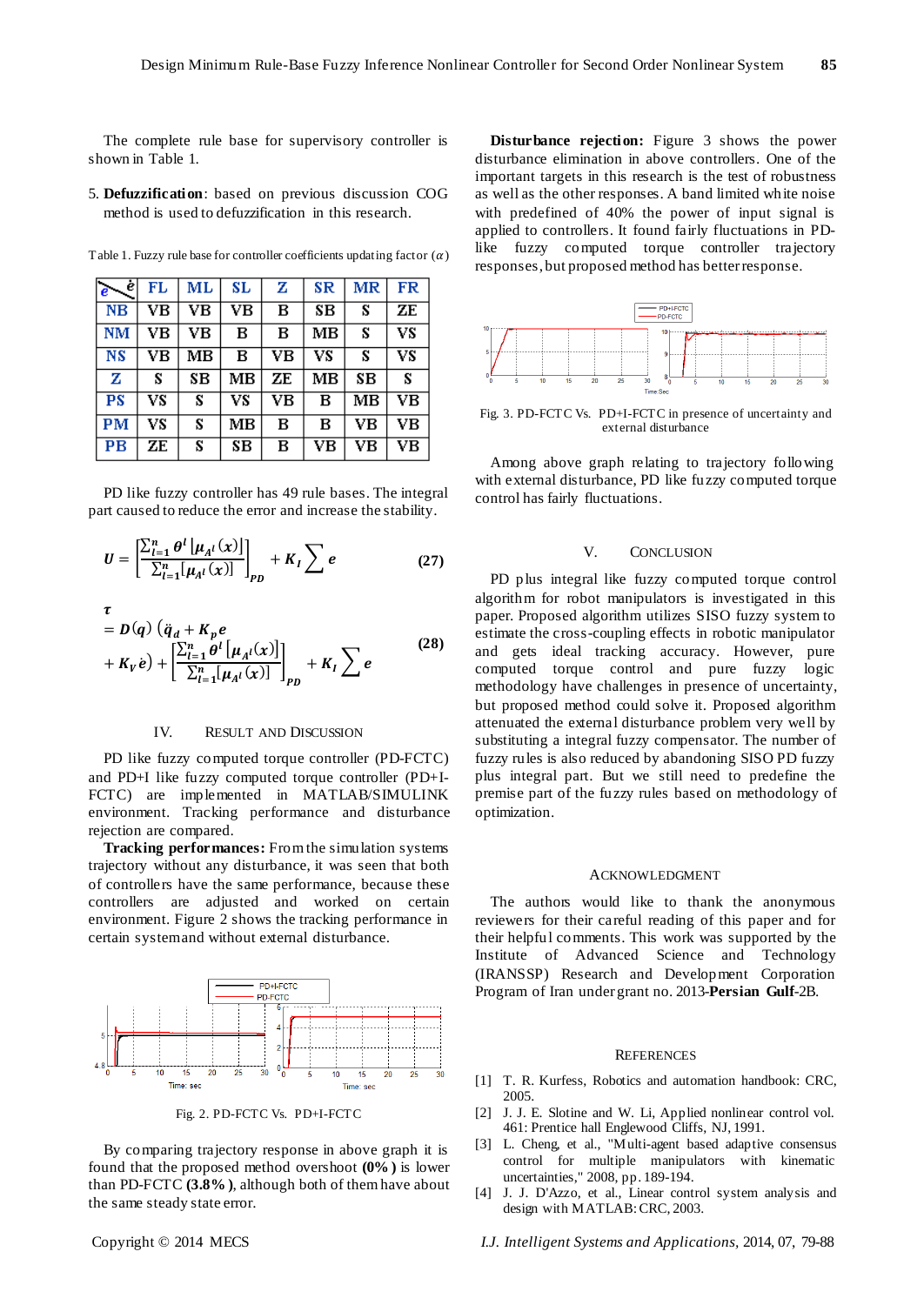The complete rule base for supervisory controller is shown in Table 1.

5. **Defuzzification**: based on previous discussion COG method is used to defuzzification in this research.

Table 1. Fuzzy rule base for controller coefficients updating factor ($\alpha$)

| $e$ \ $\dot{e}$ | FL | ML | SL | Z | SR | MR | FR |
|---|---|---|---|---|---|---|---|
| NB | VB | VB | VB | B | SB | S | ZE |
| NM | VB | VB | B | B | MB | S | VS |
| NS | VB | MB | B | VB | VS | S | VS |
| Z | S | SB | MB | ZE | MB | SB | S |
| PS | VS | S | VS | VB | B | MB | VB |
| PM | VS | S | MB | B | B | VB | VB |
| PB | ZE | S | SB | B | VB | VB | VB |

PD like fuzzy controller has 49 rule bases. The integral part caused to reduce the error and increase the stability.

$$U = \left[\frac{\sum_{l=1}^{n} \theta^l \left[\mu_{A^l}(x)\right]}{\sum_{l=1}^{n}[\mu_{A^l}(x)]}\right]_{PD} + K_I \sum e \quad (27)$$

$$\tau = D(q)\left(\ddot{q}_d + K_p e + K_V \dot{e}\right) + \left[\frac{\sum_{l=1}^{n} \theta^l \left[\mu_{A^l}(x)\right]}{\sum_{l=1}^{n}[\mu_{A^l}(x)]}\right]_{PD} + K_I \sum e \quad (28)$$

## IV. Result and Discussion

PD like fuzzy computed torque controller (PD-FCTC) and PD+I like fuzzy computed torque controller (PD+I-FCTC) are implemented in MATLAB/SIMULINK environment. Tracking performance and disturbance rejection are compared.

**Tracking performances:** From the simulation systems trajectory without any disturbance, it was seen that both of controllers have the same performance, because these controllers are adjusted and worked on certain environment. Figure 2 shows the tracking performance in certain system and without external disturbance.

Fig. 2. PD-FCTC Vs. PD+I-FCTC

By comparing trajectory response in above graph it is found that the proposed method overshoot **(0%)** is lower than PD-FCTC **(3.8%)**, although both of them have about the same steady state error.

**Disturbance rejection:** Figure 3 shows the power disturbance elimination in above controllers. One of the important targets in this research is the test of robustness as well as the other responses. A band limited white noise with predefined of 40% the power of input signal is applied to controllers. It found fairly fluctuations in PD-like fuzzy computed torque controller trajectory responses, but proposed method has better response.

Fig. 3. PD-FCTC Vs. PD+I-FCTC in presence of uncertainty and external disturbance

Among above graph relating to trajectory following with external disturbance, PD like fuzzy computed torque control has fairly fluctuations.

## V. Conclusion

PD plus integral like fuzzy computed torque control algorithm for robot manipulators is investigated in this paper. Proposed algorithm utilizes SISO fuzzy system to estimate the cross-coupling effects in robotic manipulator and gets ideal tracking accuracy. However, pure computed torque control and pure fuzzy logic methodology have challenges in presence of uncertainty, but proposed method could solve it. Proposed algorithm attenuated the external disturbance problem very well by substituting a integral fuzzy compensator. The number of fuzzy rules is also reduced by abandoning SISO PD fuzzy plus integral part. But we still need to predefine the premise part of the fuzzy rules based on methodology of optimization.

## Acknowledgment

The authors would like to thank the anonymous reviewers for their careful reading of this paper and for their helpful comments. This work was supported by the Institute of Advanced Science and Technology (IRANSSP) Research and Development Corporation Program of Iran under grant no. 2013-**Persian Gulf**-2B.

## References

[1] T. R. Kurfess, Robotics and automation handbook: CRC, 2005.

[2] J. J. E. Slotine and W. Li, Applied nonlinear control vol. 461: Prentice hall Englewood Cliffs, NJ, 1991.

[3] L. Cheng, et al., "Multi-agent based adaptive consensus control for multiple manipulators with kinematic uncertainties," 2008, pp. 189-194.

[4] J. J. D'Azzo, et al., Linear control system analysis and design with MATLAB: CRC, 2003.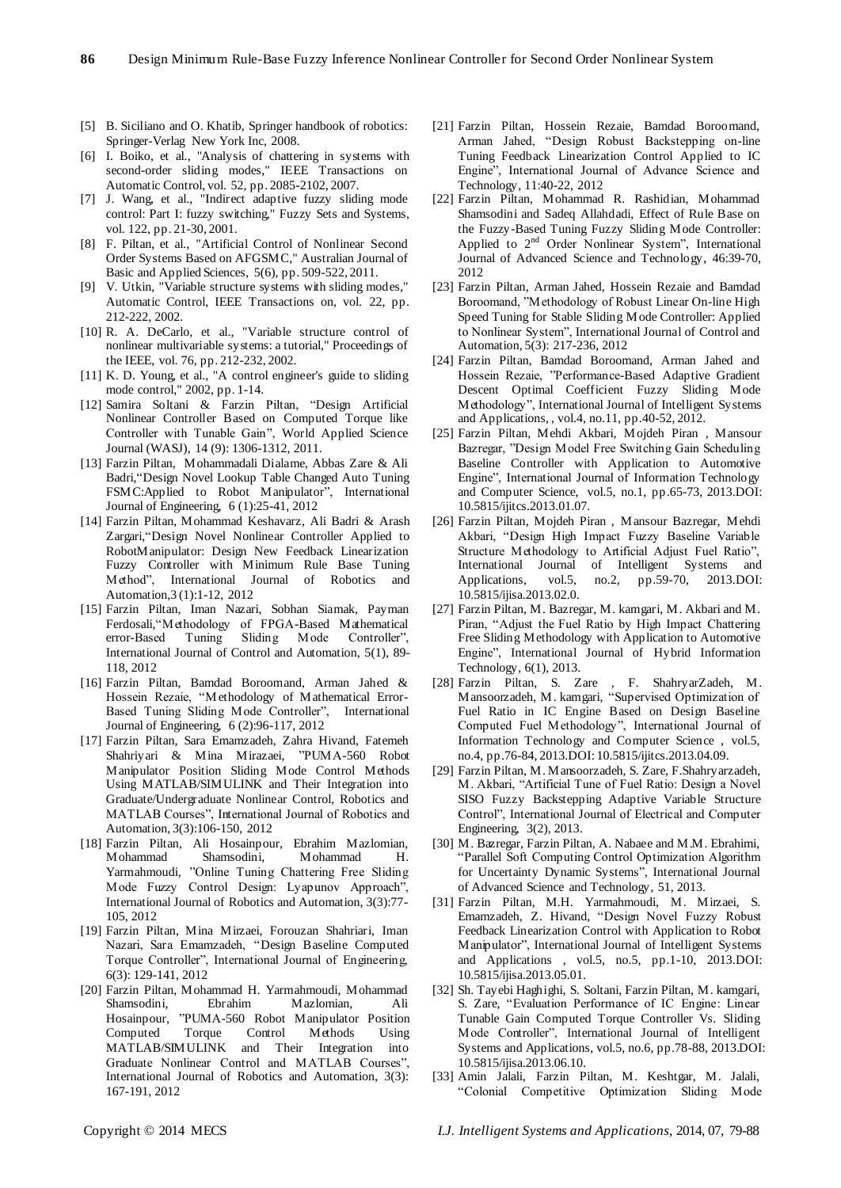[5] B. Siciliano and O. Khatib, Springer handbook of robotics: Springer-Verlag New York Inc, 2008.

[6] I. Boiko, et al., "Analysis of chattering in systems with second-order sliding modes," IEEE Transactions on Automatic Control, vol. 52, pp. 2085-2102, 2007.

[7] J. Wang, et al., "Indirect adaptive fuzzy sliding mode control: Part I: fuzzy switching," Fuzzy Sets and Systems, vol. 122, pp. 21-30, 2001.

[8] F. Piltan, et al., "Artificial Control of Nonlinear Second Order Systems Based on AFGSMC," Australian Journal of Basic and Applied Sciences, 5(6), pp. 509-522, 2011.

[9] V. Utkin, "Variable structure systems with sliding modes," Automatic Control, IEEE Transactions on, vol. 22, pp. 212-222, 2002.

[10] R. A. DeCarlo, et al., "Variable structure control of nonlinear multivariable systems: a tutorial," Proceedings of the IEEE, vol. 76, pp. 212-232, 2002.

[11] K. D. Young, et al., "A control engineer's guide to sliding mode control," 2002, pp. 1-14.

[12] Samira Soltani & Farzin Piltan, "Design Artificial Nonlinear Controller Based on Computed Torque like Controller with Tunable Gain", World Applied Science Journal (WASJ), 14 (9): 1306-1312, 2011.

[13] Farzin Piltan, Mohammadali Dialame, Abbas Zare & Ali Badri,"Design Novel Lookup Table Changed Auto Tuning FSMC:Applied to Robot Manipulator", International Journal of Engineering, 6 (1):25-41, 2012

[14] Farzin Piltan, Mohammad Keshavarz, Ali Badri & Arash Zargari,"Design Novel Nonlinear Controller Applied to RobotManipulator: Design New Feedback Linearization Fuzzy Controller with Minimum Rule Base Tuning Method", International Journal of Robotics and Automation,3 (1):1-12, 2012

[15] Farzin Piltan, Iman Nazari, Sobhan Siamak, Payman Ferdosali,"Methodology of FPGA-Based Mathematical error-Based Tuning Sliding Mode Controller", International Journal of Control and Automation, 5(1), 89-118, 2012

[16] Farzin Piltan, Bamdad Boroomand, Arman Jahed & Hossein Rezaie, "Methodology of Mathematical Error-Based Tuning Sliding Mode Controller", International Journal of Engineering, 6 (2):96-117, 2012

[17] Farzin Piltan, Sara Emamzadeh, Zahra Hivand, Fatemeh Shahriyari & Mina Mirazaei, "PUMA-560 Robot Manipulator Position Sliding Mode Control Methods Using MATLAB/SIMULINK and Their Integration into Graduate/Undergraduate Nonlinear Control, Robotics and MATLAB Courses", International Journal of Robotics and Automation, 3(3):106-150, 2012

[18] Farzin Piltan, Ali Hosainpour, Ebrahim Mazlomian, Mohammad Shamsodini, Mohammad H. Yarmahmoudi, "Online Tuning Chattering Free Sliding Mode Fuzzy Control Design: Lyapunov Approach", International Journal of Robotics and Automation, 3(3):77-105, 2012

[19] Farzin Piltan, Mina Mirzaei, Forouzan Shahriari, Iman Nazari, Sara Emamzadeh, "Design Baseline Computed Torque Controller", International Journal of Engineering, 6(3): 129-141, 2012

[20] Farzin Piltan, Mohammad H. Yarmahmoudi, Mohammad Shamsodini, Ebrahim Mazlomian, Ali Hosainpour, "PUMA-560 Robot Manipulator Position Computed Torque Control Methods Using MATLAB/SIMULINK and Their Integration into Graduate Nonlinear Control and MATLAB Courses", International Journal of Robotics and Automation, 3(3): 167-191, 2012

[21] Farzin Piltan, Hossein Rezaie, Bamdad Boroomand, Arman Jahed, "Design Robust Backstepping on-line Tuning Feedback Linearization Control Applied to IC Engine", International Journal of Advance Science and Technology, 11:40-22, 2012

[22] Farzin Piltan, Mohammad R. Rashidian, Mohammad Shamsodini and Sadeq Allahdadi, Effect of Rule Base on the Fuzzy-Based Tuning Fuzzy Sliding Mode Controller: Applied to 2nd Order Nonlinear System", International Journal of Advanced Science and Technology, 46:39-70, 2012

[23] Farzin Piltan, Arman Jahed, Hossein Rezaie and Bamdad Boroomand, "Methodology of Robust Linear On-line High Speed Tuning for Stable Sliding Mode Controller: Applied to Nonlinear System", International Journal of Control and Automation, 5(3): 217-236, 2012

[24] Farzin Piltan, Bamdad Boroomand, Arman Jahed and Hossein Rezaie, "Performance-Based Adaptive Gradient Descent Optimal Coefficient Fuzzy Sliding Mode Methodology", International Journal of Intelligent Systems and Applications, , vol.4, no.11, pp.40-52, 2012.

[25] Farzin Piltan, Mehdi Akbari, Mojdeh Piran , Mansour Bazregar, "Design Model Free Switching Gain Scheduling Baseline Controller with Application to Automotive Engine", International Journal of Information Technology and Computer Science, vol.5, no.1, pp.65-73, 2013.DOI: 10.5815/ijitcs.2013.01.07.

[26] Farzin Piltan, Mojdeh Piran , Mansour Bazregar, Mehdi Akbari, "Design High Impact Fuzzy Baseline Variable Structure Methodology to Artificial Adjust Fuel Ratio", International Journal of Intelligent Systems and Applications, vol.5, no.2, pp.59-70, 2013.DOI: 10.5815/ijisa.2013.02.0.

[27] Farzin Piltan, M. Bazregar, M. kamgari, M. Akbari and M. Piran, "Adjust the Fuel Ratio by High Impact Chattering Free Sliding Methodology with Application to Automotive Engine", International Journal of Hybrid Information Technology, 6(1), 2013.

[28] Farzin Piltan, S. Zare , F. ShahryarZadeh, M. Mansoorzadeh, M. kamgari, "Supervised Optimization of Fuel Ratio in IC Engine Based on Design Baseline Computed Fuel Methodology", International Journal of Information Technology and Computer Science , vol.5, no.4, pp.76-84, 2013.DOI: 10.5815/ijitcs.2013.04.09.

[29] Farzin Piltan, M. Mansoorzadeh, S. Zare, F.Shahryarzadeh, M. Akbari, "Artificial Tune of Fuel Ratio: Design a Novel SISO Fuzzy Backstepping Adaptive Variable Structure Control", International Journal of Electrical and Computer Engineering, 3(2), 2013.

[30] M. Bazregar, Farzin Piltan, A. Nabaee and M.M. Ebrahimi, "Parallel Soft Computing Control Optimization Algorithm for Uncertainty Dynamic Systems", International Journal of Advanced Science and Technology, 51, 2013.

[31] Farzin Piltan, M.H. Yarmahmoudi, M. Mirzaei, S. Emamzadeh, Z. Hivand, "Design Novel Fuzzy Robust Feedback Linearization Control with Application to Robot Manipulator", International Journal of Intelligent Systems and Applications , vol.5, no.5, pp.1-10, 2013.DOI: 10.5815/ijisa.2013.05.01.

[32] Sh. Tayebi Haghighi, S. Soltani, Farzin Piltan, M. kamgari, S. Zare, "Evaluation Performance of IC Engine: Linear Tunable Gain Computed Torque Controller Vs. Sliding Mode Controller", International Journal of Intelligent Systems and Applications, vol.5, no.6, pp.78-88, 2013.DOI: 10.5815/ijisa.2013.06.10.

[33] Amin Jalali, Farzin Piltan, M. Keshtgar, M. Jalali, "Colonial Competitive Optimization Sliding Mode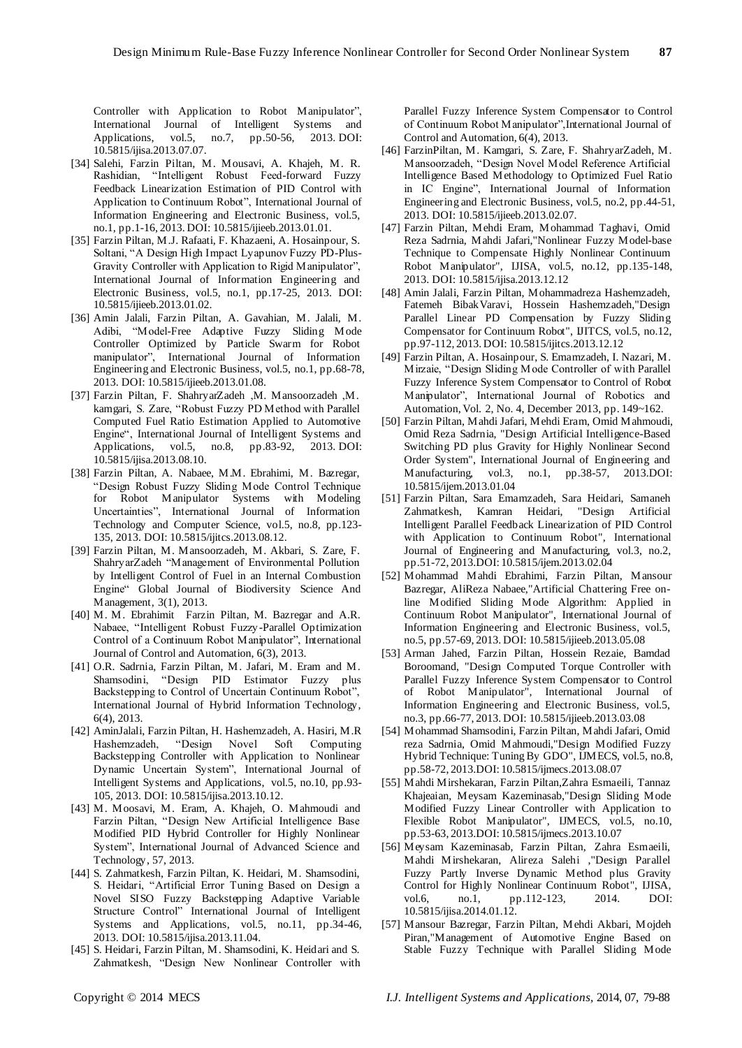Controller with Application to Robot Manipulator", International Journal of Intelligent Systems and Applications, vol.5, no.7, pp.50-56, 2013. DOI: 10.5815/ijisa.2013.07.07.

[34] Salehi, Farzin Piltan, M. Mousavi, A. Khajeh, M. R. Rashidian, "Intelligent Robust Feed-forward Fuzzy Feedback Linearization Estimation of PID Control with Application to Continuum Robot", International Journal of Information Engineering and Electronic Business, vol.5, no.1, pp.1-16, 2013. DOI: 10.5815/ijieeb.2013.01.01.

[35] Farzin Piltan, M.J. Rafaati, F. Khazaeni, A. Hosainpour, S. Soltani, "A Design High Impact Lyapunov Fuzzy PD-Plus-Gravity Controller with Application to Rigid Manipulator", International Journal of Information Engineering and Electronic Business, vol.5, no.1, pp.17-25, 2013. DOI: 10.5815/ijieeb.2013.01.02.

[36] Amin Jalali, Farzin Piltan, A. Gavahian, M. Jalali, M. Adibi, "Model-Free Adaptive Fuzzy Sliding Mode Controller Optimized by Particle Swarm for Robot manipulator", International Journal of Information Engineering and Electronic Business, vol.5, no.1, pp.68-78, 2013. DOI: 10.5815/ijieeb.2013.01.08.

[37] Farzin Piltan, F. ShahryarZadeh ,M. Mansoorzadeh ,M. kamgari, S. Zare, "Robust Fuzzy PD Method with Parallel Computed Fuel Ratio Estimation Applied to Automotive Engine", International Journal of Intelligent Systems and Applications, vol.5, no.8, pp.83-92, 2013. DOI: 10.5815/ijisa.2013.08.10.

[38] Farzin Piltan, A. Nabaee, M.M. Ebrahimi, M. Bazregar, "Design Robust Fuzzy Sliding Mode Control Technique for Robot Manipulator Systems with Modeling Uncertainties", International Journal of Information Technology and Computer Science, vol.5, no.8, pp.123-135, 2013. DOI: 10.5815/ijitcs.2013.08.12.

[39] Farzin Piltan, M. Mansoorzadeh, M. Akbari, S. Zare, F. ShahryarZadeh "Management of Environmental Pollution by Intelligent Control of Fuel in an Internal Combustion Engine" Global Journal of Biodiversity Science And Management, 3(1), 2013.

[40] M. M. Ebrahimit Farzin Piltan, M. Bazregar and A.R. Nabaee, "Intelligent Robust Fuzzy-Parallel Optimization Control of a Continuum Robot Manipulator", International Journal of Control and Automation, 6(3), 2013.

[41] O.R. Sadrnia, Farzin Piltan, M. Jafari, M. Eram and M. Shamsodini, "Design PID Estimator Fuzzy plus Backstepping to Control of Uncertain Continuum Robot", International Journal of Hybrid Information Technology, 6(4), 2013.

[42] AminJalali, Farzin Piltan, H. Hashemzadeh, A. Hasiri, M.R Hashemzadeh, "Design Novel Soft Computing Backstepping Controller with Application to Nonlinear Dynamic Uncertain System", International Journal of Intelligent Systems and Applications, vol.5, no.10, pp.93-105, 2013. DOI: 10.5815/ijisa.2013.10.12.

[43] M. Moosavi, M. Eram, A. Khajeh, O. Mahmoudi and Farzin Piltan, "Design New Artificial Intelligence Base Modified PID Hybrid Controller for Highly Nonlinear System", International Journal of Advanced Science and Technology, 57, 2013.

[44] S. Zahmatkesh, Farzin Piltan, K. Heidari, M. Shamsodini, S. Heidari, "Artificial Error Tuning Based on Design a Novel SISO Fuzzy Backstepping Adaptive Variable Structure Control" International Journal of Intelligent Systems and Applications, vol.5, no.11, pp.34-46, 2013. DOI: 10.5815/ijisa.2013.11.04.

[45] S. Heidari, Farzin Piltan, M. Shamsodini, K. Heidari and S. Zahmatkesh, "Design New Nonlinear Controller with Parallel Fuzzy Inference System Compensator to Control of Continuum Robot Manipulator",International Journal of Control and Automation, 6(4), 2013.

[46] FarzinPiltan, M. Kamgari, S. Zare, F. ShahryarZadeh, M. Mansoorzadeh, "Design Novel Model Reference Artificial Intelligence Based Methodology to Optimized Fuel Ratio in IC Engine", International Journal of Information Engineering and Electronic Business, vol.5, no.2, pp.44-51, 2013. DOI: 10.5815/ijieeb.2013.02.07.

[47] Farzin Piltan, Mehdi Eram, Mohammad Taghavi, Omid Reza Sadrnia, Mahdi Jafari,"Nonlinear Fuzzy Model-base Technique to Compensate Highly Nonlinear Continuum Robot Manipulator", IJISA, vol.5, no.12, pp.135-148, 2013. DOI: 10.5815/ijisa.2013.12.12

[48] Amin Jalali, Farzin Piltan, Mohammadreza Hashemzadeh, Fatemeh BibakVaravi, Hossein Hashemzadeh,"Design Parallel Linear PD Compensation by Fuzzy Sliding Compensator for Continuum Robot", IJITCS, vol.5, no.12, pp.97-112, 2013. DOI: 10.5815/ijitcs.2013.12.12

[49] Farzin Piltan, A. Hosainpour, S. Emamzadeh, I. Nazari, M. Mirzaie, "Design Sliding Mode Controller of with Parallel Fuzzy Inference System Compensator to Control of Robot Manipulator", International Journal of Robotics and Automation, Vol. 2, No. 4, December 2013, pp. 149~162.

[50] Farzin Piltan, Mahdi Jafari, Mehdi Eram, Omid Mahmoudi, Omid Reza Sadrnia, "Design Artificial Intelligence-Based Switching PD plus Gravity for Highly Nonlinear Second Order System", International Journal of Engineering and Manufacturing, vol.3, no.1, pp.38-57, 2013.DOI: 10.5815/ijem.2013.01.04

[51] Farzin Piltan, Sara Emamzadeh, Sara Heidari, Samaneh Zahmatkesh, Kamran Heidari, "Design Artificial Intelligent Parallel Feedback Linearization of PID Control with Application to Continuum Robot", International Journal of Engineering and Manufacturing, vol.3, no.2, pp.51-72, 2013.DOI: 10.5815/ijem.2013.02.04

[52] Mohammad Mahdi Ebrahimi, Farzin Piltan, Mansour Bazregar, AliReza Nabaee,"Artificial Chattering Free on-line Modified Sliding Mode Algorithm: Applied in Continuum Robot Manipulator", International Journal of Information Engineering and Electronic Business, vol.5, no.5, pp.57-69, 2013. DOI: 10.5815/ijieeb.2013.05.08

[53] Arman Jahed, Farzin Piltan, Hossein Rezaie, Bamdad Boroomand, "Design Computed Torque Controller with Parallel Fuzzy Inference System Compensator to Control of Robot Manipulator", International Journal of Information Engineering and Electronic Business, vol.5, no.3, pp.66-77, 2013. DOI: 10.5815/ijieeb.2013.03.08

[54] Mohammad Shamsodini, Farzin Piltan, Mahdi Jafari, Omid reza Sadrnia, Omid Mahmoudi,"Design Modified Fuzzy Hybrid Technique: Tuning By GDO", IJMECS, vol.5, no.8, pp.58-72, 2013.DOI: 10.5815/ijmecs.2013.08.07

[55] Mahdi Mirshekaran, Farzin Piltan,Zahra Esmaeili, Tannaz Khajeaian, Meysam Kazeminasab,"Design Sliding Mode Modified Fuzzy Linear Controller with Application to Flexible Robot Manipulator", IJMECS, vol.5, no.10, pp.53-63, 2013.DOI: 10.5815/ijmecs.2013.10.07

[56] Meysam Kazeminasab, Farzin Piltan, Zahra Esmaeili, Mahdi Mirshekaran, Alireza Salehi ,"Design Parallel Fuzzy Partly Inverse Dynamic Method plus Gravity Control for Highly Nonlinear Continuum Robot", IJISA, vol.6, no.1, pp.112-123, 2014. DOI: 10.5815/ijisa.2014.01.12.

[57] Mansour Bazregar, Farzin Piltan, Mehdi Akbari, Mojdeh Piran,"Management of Automotive Engine Based on Stable Fuzzy Technique with Parallel Sliding Mode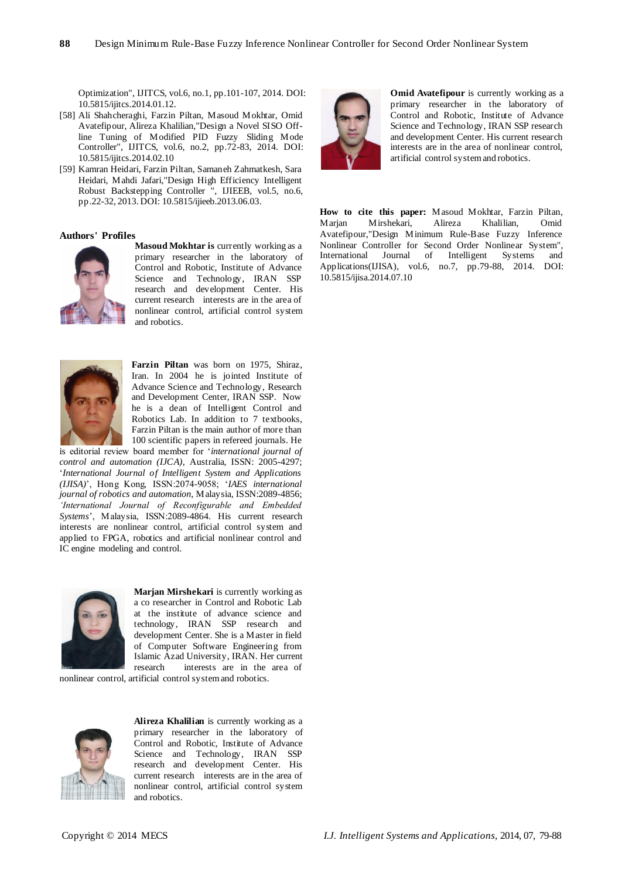Optimization", IJITCS, vol.6, no.1, pp.101-107, 2014. DOI: 10.5815/ijitcs.2014.01.12.

[58] Ali Shahcheraghi, Farzin Piltan, Masoud Mokhtar, Omid Avatefipour, Alireza Khalilian,"Design a Novel SISO Off-line Tuning of Modified PID Fuzzy Sliding Mode Controller", IJITCS, vol.6, no.2, pp.72-83, 2014. DOI: 10.5815/ijitcs.2014.02.10

[59] Kamran Heidari, Farzin Piltan, Samaneh Zahmatkesh, Sara Heidari, Mahdi Jafari,"Design High Efficiency Intelligent Robust Backstepping Controller ", IJIEEB, vol.5, no.6, pp.22-32, 2013. DOI: 10.5815/ijieeb.2013.06.03.

## Authors' Profiles

**Masoud Mokhtar is** currently working as a primary researcher in the laboratory of Control and Robotic, Institute of Advance Science and Technology, IRAN SSP research and development Center. His current research interests are in the area of nonlinear control, artificial control system and robotics.

**Farzin Piltan** was born on 1975, Shiraz, Iran. In 2004 he is jointed Institute of Advance Science and Technology, Research and Development Center, IRAN SSP. Now he is a dean of Intelligent Control and Robotics Lab. In addition to 7 textbooks, Farzin Piltan is the main author of more than 100 scientific papers in refereed journals. He is editorial review board member for '*international journal of control and automation (IJCA),* Australia, ISSN: 2005-4297; '*International Journal of Intelligent System and Applications (IJISA)*', Hong Kong, ISSN:2074-9058; '*IAES international journal of robotics and automation,* Malaysia, ISSN:2089-4856; *'International Journal of Reconfigurable and Embedded Systems*', Malaysia, ISSN:2089-4864. His current research interests are nonlinear control, artificial control system and applied to FPGA, robotics and artificial nonlinear control and IC engine modeling and control.

**Marjan Mirshekari** is currently working as a co researcher in Control and Robotic Lab at the institute of advance science and technology, IRAN SSP research and development Center. She is a Master in field of Computer Software Engineering from Islamic Azad University, IRAN. Her current research interests are in the area of nonlinear control, artificial control system and robotics.

**Alireza Khalilian** is currently working as a primary researcher in the laboratory of Control and Robotic, Institute of Advance Science and Technology, IRAN SSP research and development Center. His current research interests are in the area of nonlinear control, artificial control system and robotics.

**Omid Avatefipour** is currently working as a primary researcher in the laboratory of Control and Robotic, Institute of Advance Science and Technology, IRAN SSP research and development Center. His current research interests are in the area of nonlinear control, artificial control system and robotics.

**How to cite this paper:** Masoud Mokhtar, Farzin Piltan, Marjan Mirshekari, Alireza Khalilian, Omid Avatefipour,"Design Minimum Rule-Base Fuzzy Inference Nonlinear Controller for Second Order Nonlinear System", International Journal of Intelligent Systems and Applications(IJISA), vol.6, no.7, pp.79-88, 2014. DOI: 10.5815/ijisa.2014.07.10